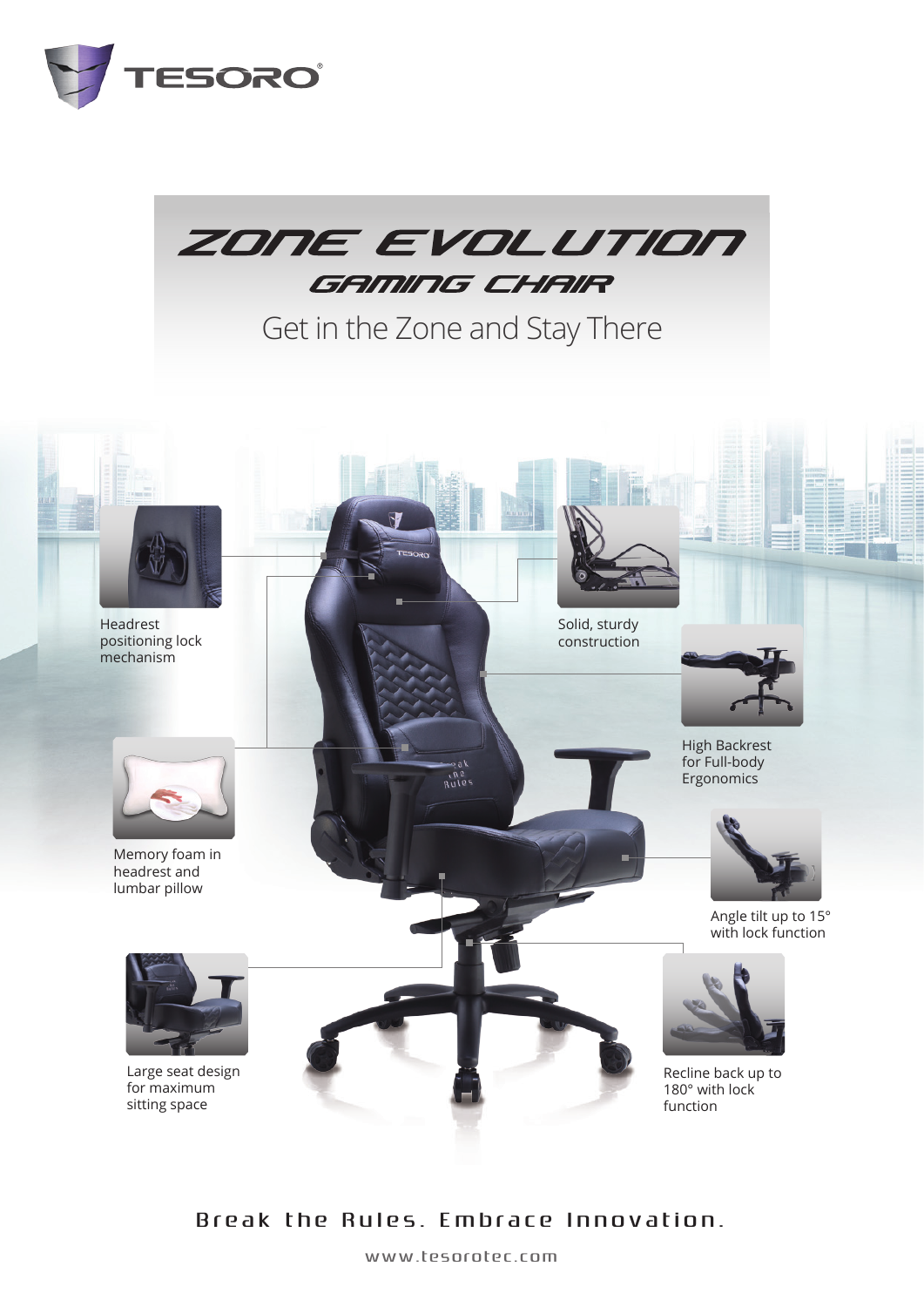TESORO

# ZONE EVOLUTION

## GAMING CHAIR

Get in the Zone and Stay There

- Headrest positioning lock mechanism
- Solid, sturdy construction
- High Backrest for Full-body Ergonomics
- Memory foam in headrest and lumbar pillow
- Angle tilt up to 15° with lock function
- Large seat design for maximum sitting space
- Recline back up to 180° with lock function

Break the Rules. Embrace Innovation.

www.tesorotec.com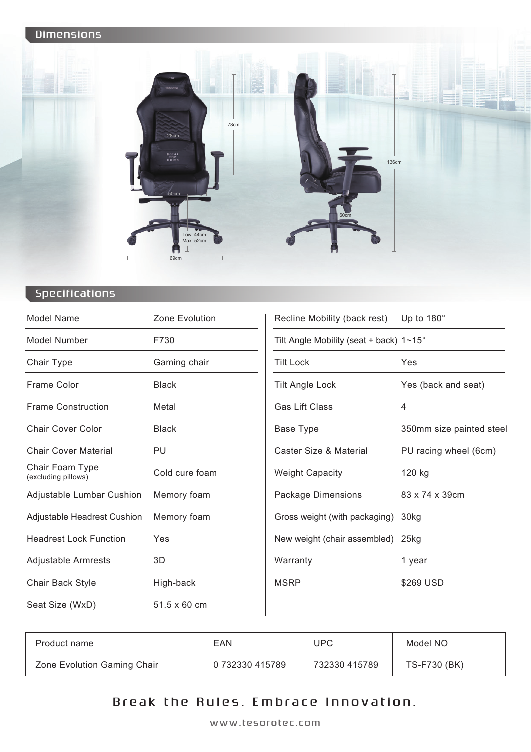## Dimensions

78cm

28cm

50cm

Low: 44cm
Max: 52cm

69cm

136cm

60cm

## Specifications

| | |
|---|---|
| Model Name | Zone Evolution |
| Model Number | F730 |
| Chair Type | Gaming chair |
| Frame Color | Black |
| Frame Construction | Metal |
| Chair Cover Color | Black |
| Chair Cover Material | PU |
| Chair Foam Type (excluding pillows) | Cold cure foam |
| Adjustable Lumbar Cushion | Memory foam |
| Adjustable Headrest Cushion | Memory foam |
| Headrest Lock Function | Yes |
| Adjustable Armrests | 3D |
| Chair Back Style | High-back |
| Seat Size (WxD) | 51.5 x 60 cm |
| Recline Mobility (back rest) | Up to 180° |
| Tilt Angle Mobility (seat + back) | 1~15° |
| Tilt Lock | Yes |
| Tilt Angle Lock | Yes (back and seat) |
| Gas Lift Class | 4 |
| Base Type | 350mm size painted steel |
| Caster Size & Material | PU racing wheel (6cm) |
| Weight Capacity | 120 kg |
| Package Dimensions | 83 x 74 x 39cm |
| Gross weight (with packaging) | 30kg |
| New weight (chair assembled) | 25kg |
| Warranty | 1 year |
| MSRP | $269 USD |

| Product name | EAN | UPC | Model NO |
|---|---|---|---|
| Zone Evolution Gaming Chair | 0 732330 415789 | 732330 415789 | TS-F730 (BK) |

Break the Rules. Embrace Innovation.

www.tesorotec.com